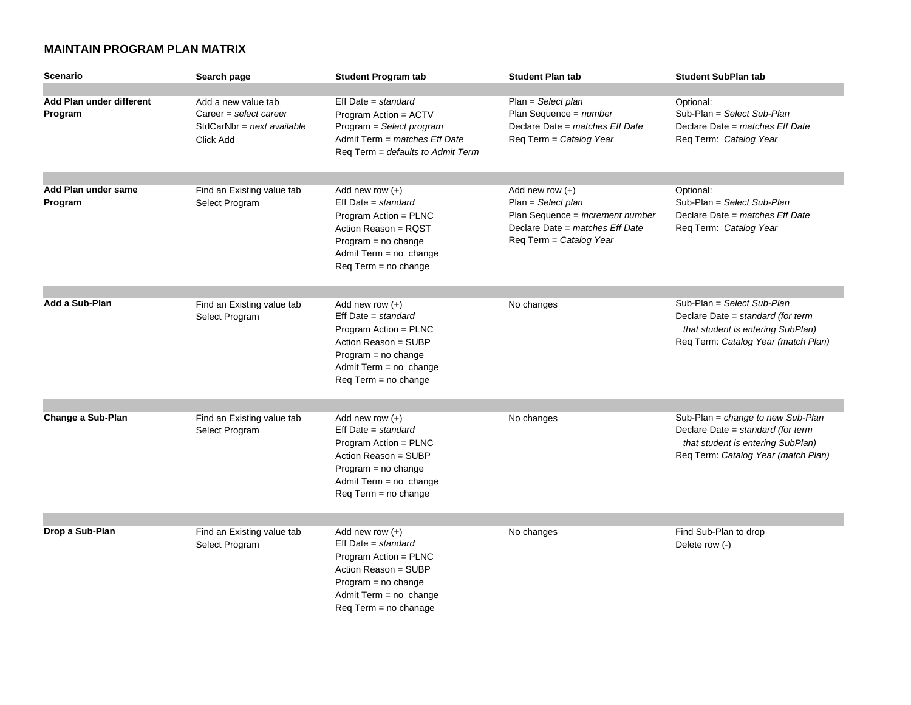## MAINTAIN PROGRAM PLAN MATRIX

| Scenario | Search page | Student Program tab | Student Plan tab | Student SubPlan tab |
|---|---|---|---|---|
| **Add Plan under different Program** | Add a new value tab<br>Career = *select career*<br>StdCarNbr = *next available*<br>Click Add | Eff Date = *standard*<br>Program Action = ACTV<br>Program = *Select program*<br>Admit Term = *matches Eff Date*<br>Req Term = *defaults to Admit Term* | Plan = *Select plan*<br>Plan Sequence = *number*<br>Declare Date = *matches Eff Date*<br>Req Term = *Catalog Year* | Optional:<br>Sub-Plan = *Select Sub-Plan*<br>Declare Date = *matches Eff Date*<br>Req Term: *Catalog Year* |
| **Add Plan under same Program** | Find an Existing value tab<br>Select Program | Add new row (+)<br>Eff Date = *standard*<br>Program Action = PLNC<br>Action Reason = RQST<br>Program = no change<br>Admit Term = no change<br>Req Term = no change | Add new row (+)<br>Plan = *Select plan*<br>Plan Sequence = *increment number*<br>Declare Date = *matches Eff Date*<br>Req Term = *Catalog Year* | Optional:<br>Sub-Plan = *Select Sub-Plan*<br>Declare Date = *matches Eff Date*<br>Req Term: *Catalog Year* |
| **Add a Sub-Plan** | Find an Existing value tab<br>Select Program | Add new row (+)<br>Eff Date = *standard*<br>Program Action = PLNC<br>Action Reason = SUBP<br>Program = no change<br>Admit Term = no change<br>Req Term = no change | No changes | Sub-Plan = *Select Sub-Plan*<br>Declare Date = *standard (for term that student is entering SubPlan)*<br>Req Term: *Catalog Year (match Plan)* |
| **Change a Sub-Plan** | Find an Existing value tab<br>Select Program | Add new row (+)<br>Eff Date = *standard*<br>Program Action = PLNC<br>Action Reason = SUBP<br>Program = no change<br>Admit Term = no change<br>Req Term = no change | No changes | Sub-Plan = *change to new Sub-Plan*<br>Declare Date = *standard (for term that student is entering SubPlan)*<br>Req Term: *Catalog Year (match Plan)* |
| **Drop a Sub-Plan** | Find an Existing value tab<br>Select Program | Add new row (+)<br>Eff Date = *standard*<br>Program Action = PLNC<br>Action Reason = SUBP<br>Program = no change<br>Admit Term = no change<br>Req Term = no chanage | No changes | Find Sub-Plan to drop<br>Delete row (-) |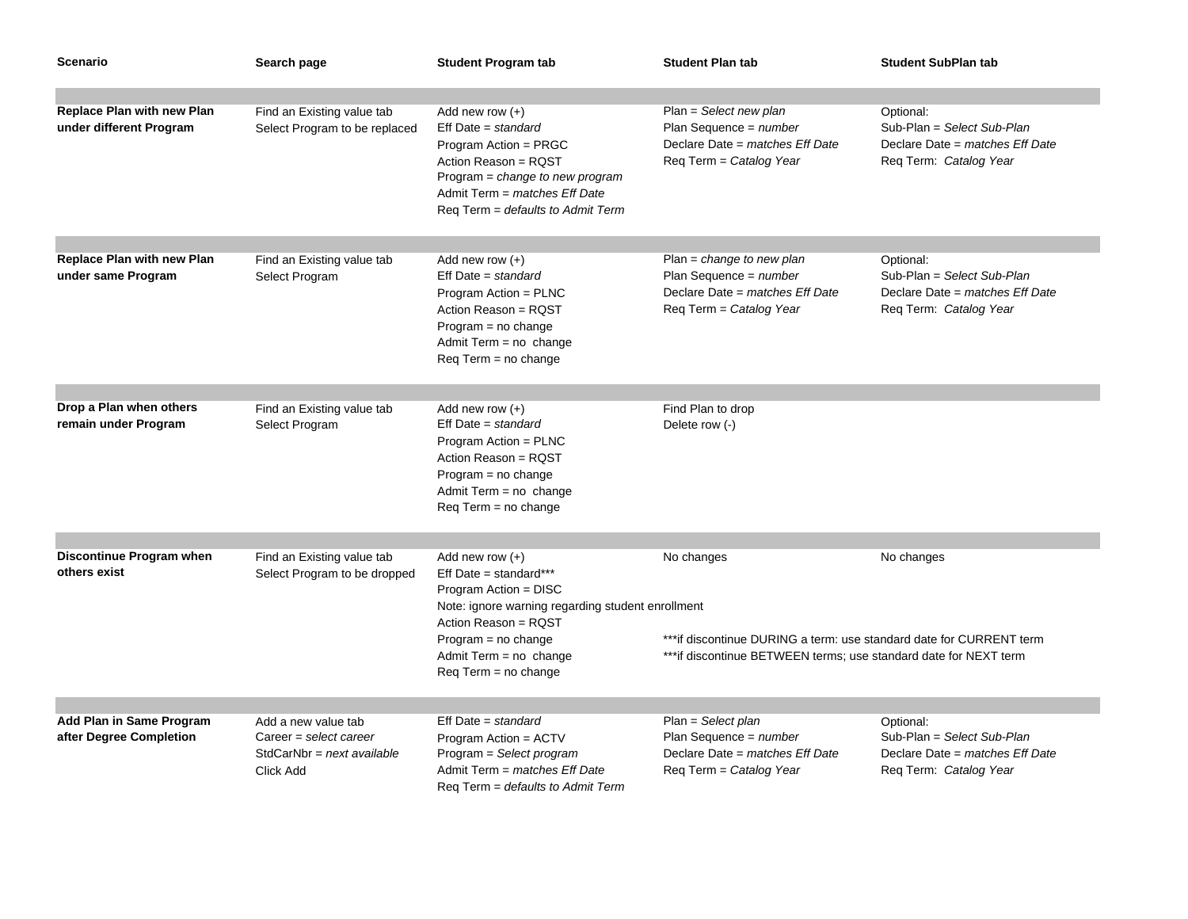| Scenario | Search page | Student Program tab | Student Plan tab | Student SubPlan tab |
|---|---|---|---|---|
| **Replace Plan with new Plan under different Program** | Find an Existing value tab<br>Select Program to be replaced | Add new row (+)<br>Eff Date = *standard*<br>Program Action = PRGC<br>Action Reason = RQST<br>Program = *change to new program*<br>Admit Term = *matches Eff Date*<br>Req Term = *defaults to Admit Term* | Plan = *Select new plan*<br>Plan Sequence = *number*<br>Declare Date = *matches Eff Date*<br>Req Term = *Catalog Year* | Optional:<br>Sub-Plan = *Select Sub-Plan*<br>Declare Date = *matches Eff Date*<br>Req Term: *Catalog Year* |
| **Replace Plan with new Plan under same Program** | Find an Existing value tab<br>Select Program | Add new row (+)<br>Eff Date = *standard*<br>Program Action = PLNC<br>Action Reason = RQST<br>Program = no change<br>Admit Term = no change<br>Req Term = no change | Plan = *change to new plan*<br>Plan Sequence = *number*<br>Declare Date = *matches Eff Date*<br>Req Term = *Catalog Year* | Optional:<br>Sub-Plan = *Select Sub-Plan*<br>Declare Date = *matches Eff Date*<br>Req Term: *Catalog Year* |
| **Drop a Plan when others remain under Program** | Find an Existing value tab<br>Select Program | Add new row (+)<br>Eff Date = *standard*<br>Program Action = PLNC<br>Action Reason = RQST<br>Program = no change<br>Admit Term = no change<br>Req Term = no change | Find Plan to drop<br>Delete row (-) | |
| **Discontinue Program when others exist** | Find an Existing value tab<br>Select Program to be dropped | Add new row (+)<br>Eff Date = standard***<br>Program Action = DISC<br>Note: ignore warning regarding student enrollment<br>Action Reason = RQST<br>Program = no change<br>Admit Term = no change<br>Req Term = no change | No changes<br><br>***if discontinue DURING a term: use standard date for CURRENT term<br>***if discontinue BETWEEN terms; use standard date for NEXT term | No changes |
| **Add Plan in Same Program after Degree Completion** | Add a new value tab<br>Career = *select career*<br>StdCarNbr = *next available*<br>Click Add | Eff Date = *standard*<br>Program Action = ACTV<br>Program = *Select program*<br>Admit Term = *matches Eff Date*<br>Req Term = *defaults to Admit Term* | Plan = *Select plan*<br>Plan Sequence = *number*<br>Declare Date = *matches Eff Date*<br>Req Term = *Catalog Year* | Optional:<br>Sub-Plan = *Select Sub-Plan*<br>Declare Date = *matches Eff Date*<br>Req Term: *Catalog Year* |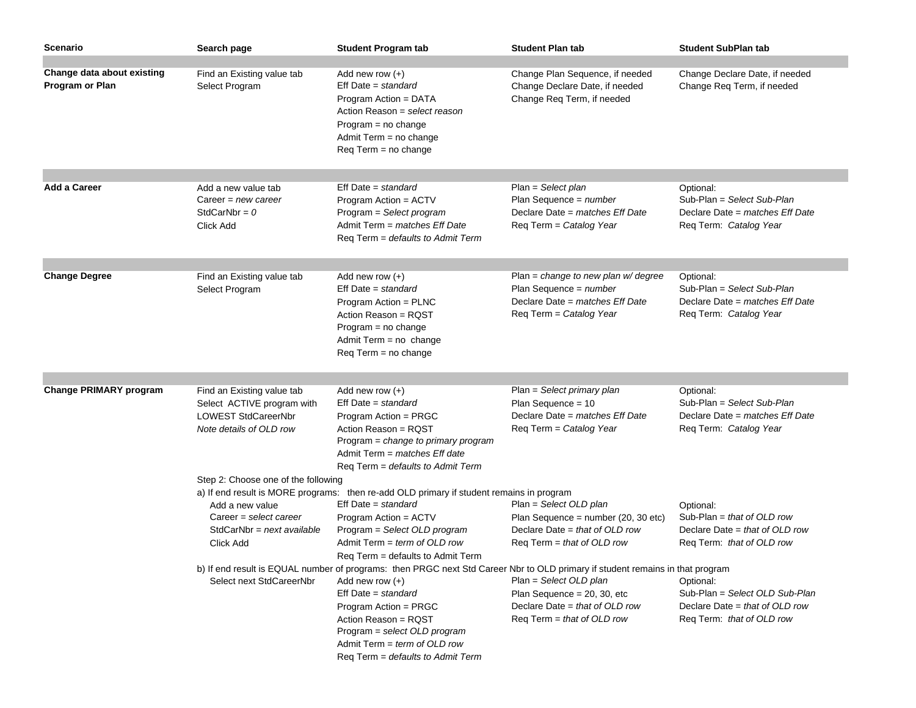| Scenario | Search page | Student Program tab | Student Plan tab | Student SubPlan tab |
|---|---|---|---|---|
| **Change data about existing Program or Plan** | Find an Existing value tab<br>Select Program | Add new row (+)<br>Eff Date = *standard*<br>Program Action = DATA<br>Action Reason = *select reason*<br>Program = no change<br>Admit Term = no change<br>Req Term = no change | Change Plan Sequence, if needed<br>Change Declare Date, if needed<br>Change Req Term, if needed | Change Declare Date, if needed<br>Change Req Term, if needed |
| **Add a Career** | Add a new value tab<br>Career = *new career*<br>StdCarNbr = *0*<br>Click Add | Eff Date = *standard*<br>Program Action = ACTV<br>Program = *Select program*<br>Admit Term = *matches Eff Date*<br>Req Term = *defaults to Admit Term* | Plan = *Select plan*<br>Plan Sequence = *number*<br>Declare Date = *matches Eff Date*<br>Req Term = *Catalog Year* | Optional:<br>Sub-Plan = *Select Sub-Plan*<br>Declare Date = *matches Eff Date*<br>Req Term: *Catalog Year* |
| **Change Degree** | Find an Existing value tab<br>Select Program | Add new row (+)<br>Eff Date = *standard*<br>Program Action = PLNC<br>Action Reason = RQST<br>Program = no change<br>Admit Term = no change<br>Req Term = no change | Plan = *change to new plan w/ degree*<br>Plan Sequence = *number*<br>Declare Date = *matches Eff Date*<br>Req Term = *Catalog Year* | Optional:<br>Sub-Plan = *Select Sub-Plan*<br>Declare Date = *matches Eff Date*<br>Req Term: *Catalog Year* |
| **Change PRIMARY program** | Find an Existing value tab<br>Select ACTIVE program with LOWEST StdCareerNbr<br>*Note details of OLD row* | Add new row (+)<br>Eff Date = *standard*<br>Program Action = PRGC<br>Action Reason = RQST<br>Program = *change to primary program*<br>Admit Term = *matches Eff date*<br>Req Term = *defaults to Admit Term* | Plan = *Select primary plan*<br>Plan Sequence = 10<br>Declare Date = *matches Eff Date*<br>Req Term = *Catalog Year* | Optional:<br>Sub-Plan = *Select Sub-Plan*<br>Declare Date = *matches Eff Date*<br>Req Term: *Catalog Year* |
| | Step 2: Choose one of the following | | | |
| | a) If end result is MORE programs: then re-add OLD primary if student remains in program | | | |
| | Add a new value<br>Career = *select career*<br>StdCarNbr = *next available*<br>Click Add | Eff Date = *standard*<br>Program Action = ACTV<br>Program = *Select OLD program*<br>Admit Term = *term of OLD row*<br>Req Term = defaults to Admit Term | Plan = *Select OLD plan*<br>Plan Sequence = number (20, 30 etc)<br>Declare Date = *that of OLD row*<br>Req Term = *that of OLD row* | Optional:<br>Sub-Plan = *that of OLD row*<br>Declare Date = *that of OLD row*<br>Req Term: *that of OLD row* |
| | b) If end result is EQUAL number of programs: then PRGC next Std Career Nbr to OLD primary if student remains in that program | | | |
| | Select next StdCareerNbr | Add new row (+)<br>Eff Date = *standard*<br>Program Action = PRGC<br>Action Reason = RQST<br>Program = *select OLD program*<br>Admit Term = *term of OLD row*<br>Req Term = *defaults to Admit Term* | Plan = *Select OLD plan*<br>Plan Sequence = 20, 30, etc<br>Declare Date = *that of OLD row*<br>Req Term = *that of OLD row* | Optional:<br>Sub-Plan = *Select OLD Sub-Plan*<br>Declare Date = *that of OLD row*<br>Req Term: *that of OLD row* |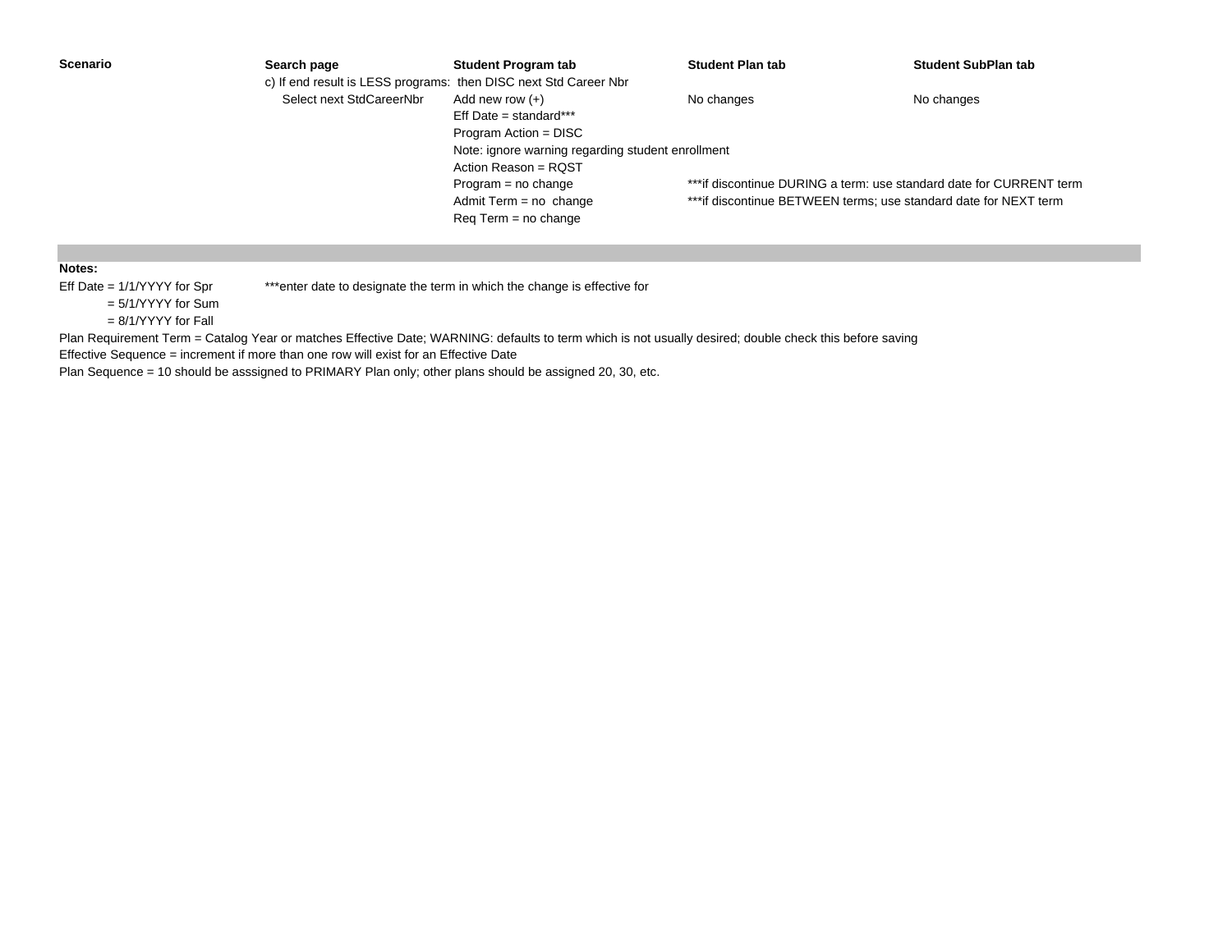| Scenario | Search page | Student Program tab | Student Plan tab | Student SubPlan tab |
|---|---|---|---|---|
| | c) If end result is LESS programs: | then DISC next Std Career Nbr | | |
| | Select next StdCareerNbr | Add new row (+) | No changes | No changes |
| | | Eff Date = standard*** | | |
| | | Program Action = DISC | | |
| | | Note: ignore warning regarding student enrollment | | |
| | | Action Reason = RQST | | |
| | | Program = no change | ***if discontinue DURING a term: use standard date for CURRENT term | |
| | | Admit Term = no change | ***if discontinue BETWEEN terms; use standard date for NEXT term | |
| | | Req Term = no change | | |

**Notes:**

Eff Date = 1/1/YYYY for Spr ***enter date to designate the term in which the change is effective for
= 5/1/YYYY for Sum
= 8/1/YYYY for Fall

Plan Requirement Term = Catalog Year or matches Effective Date; WARNING: defaults to term which is not usually desired; double check this before saving

Effective Sequence = increment if more than one row will exist for an Effective Date

Plan Sequence = 10 should be asssigned to PRIMARY Plan only; other plans should be assigned 20, 30, etc.